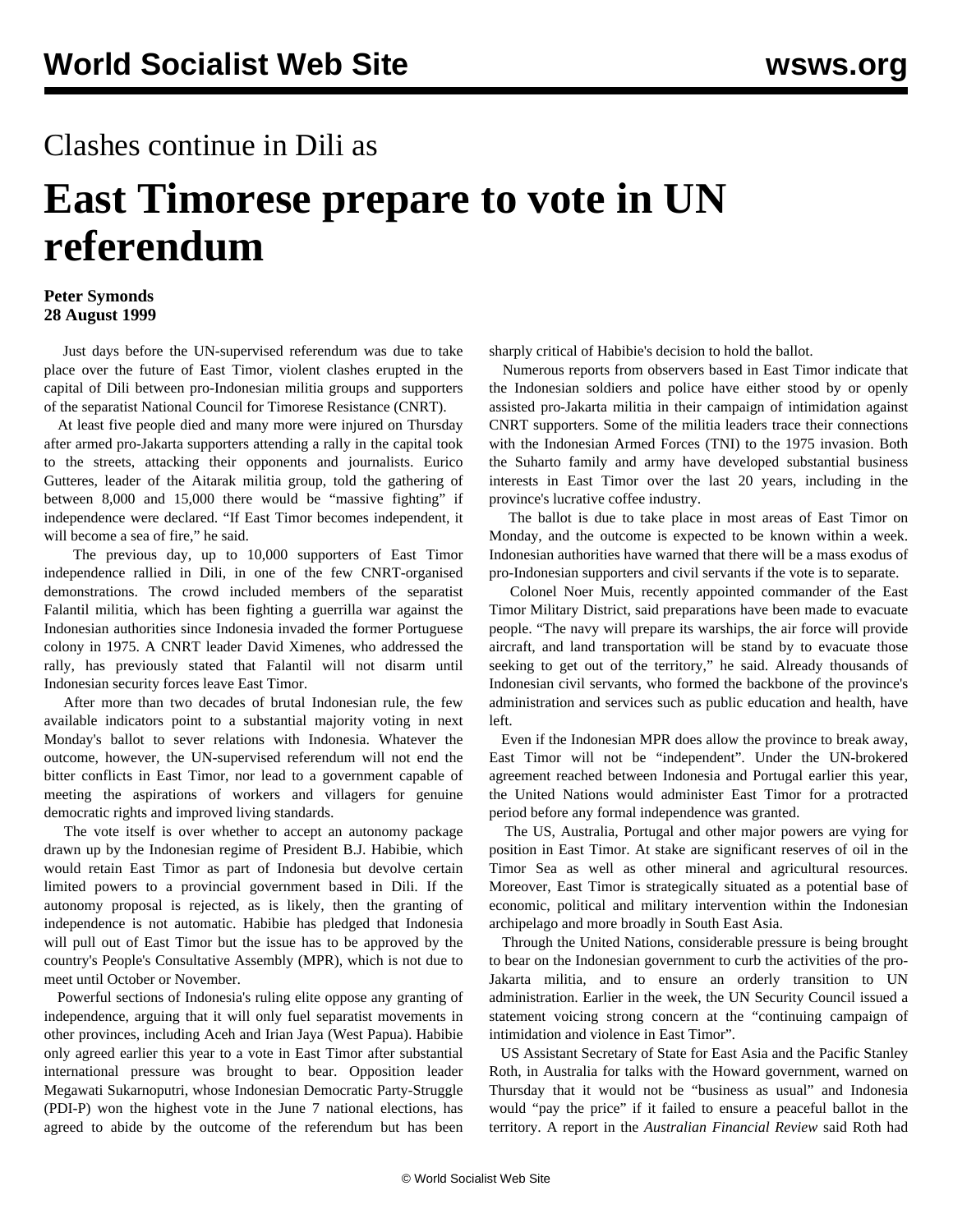Clashes continue in Dili as

# East Timorese prepare to vote in UN referendum

**Peter Symonds**
**28 August 1999**

Just days before the UN-supervised referendum was due to take place over the future of East Timor, violent clashes erupted in the capital of Dili between pro-Indonesian militia groups and supporters of the separatist National Council for Timorese Resistance (CNRT).

At least five people died and many more were injured on Thursday after armed pro-Jakarta supporters attending a rally in the capital took to the streets, attacking their opponents and journalists. Eurico Gutteres, leader of the Aitarak militia group, told the gathering of between 8,000 and 15,000 there would be "massive fighting" if independence were declared. "If East Timor becomes independent, it will become a sea of fire," he said.

The previous day, up to 10,000 supporters of East Timor independence rallied in Dili, in one of the few CNRT-organised demonstrations. The crowd included members of the separatist Falantil militia, which has been fighting a guerrilla war against the Indonesian authorities since Indonesia invaded the former Portuguese colony in 1975. A CNRT leader David Ximenes, who addressed the rally, has previously stated that Falantil will not disarm until Indonesian security forces leave East Timor.

After more than two decades of brutal Indonesian rule, the few available indicators point to a substantial majority voting in next Monday's ballot to sever relations with Indonesia. Whatever the outcome, however, the UN-supervised referendum will not end the bitter conflicts in East Timor, nor lead to a government capable of meeting the aspirations of workers and villagers for genuine democratic rights and improved living standards.

The vote itself is over whether to accept an autonomy package drawn up by the Indonesian regime of President B.J. Habibie, which would retain East Timor as part of Indonesia but devolve certain limited powers to a provincial government based in Dili. If the autonomy proposal is rejected, as is likely, then the granting of independence is not automatic. Habibie has pledged that Indonesia will pull out of East Timor but the issue has to be approved by the country's People's Consultative Assembly (MPR), which is not due to meet until October or November.

Powerful sections of Indonesia's ruling elite oppose any granting of independence, arguing that it will only fuel separatist movements in other provinces, including Aceh and Irian Jaya (West Papua). Habibie only agreed earlier this year to a vote in East Timor after substantial international pressure was brought to bear. Opposition leader Megawati Sukarnoputri, whose Indonesian Democratic Party-Struggle (PDI-P) won the highest vote in the June 7 national elections, has agreed to abide by the outcome of the referendum but has been sharply critical of Habibie's decision to hold the ballot.

Numerous reports from observers based in East Timor indicate that the Indonesian soldiers and police have either stood by or openly assisted pro-Jakarta militia in their campaign of intimidation against CNRT supporters. Some of the militia leaders trace their connections with the Indonesian Armed Forces (TNI) to the 1975 invasion. Both the Suharto family and army have developed substantial business interests in East Timor over the last 20 years, including in the province's lucrative coffee industry.

The ballot is due to take place in most areas of East Timor on Monday, and the outcome is expected to be known within a week. Indonesian authorities have warned that there will be a mass exodus of pro-Indonesian supporters and civil servants if the vote is to separate.

Colonel Noer Muis, recently appointed commander of the East Timor Military District, said preparations have been made to evacuate people. "The navy will prepare its warships, the air force will provide aircraft, and land transportation will be stand by to evacuate those seeking to get out of the territory," he said. Already thousands of Indonesian civil servants, who formed the backbone of the province's administration and services such as public education and health, have left.

Even if the Indonesian MPR does allow the province to break away, East Timor will not be "independent". Under the UN-brokered agreement reached between Indonesia and Portugal earlier this year, the United Nations would administer East Timor for a protracted period before any formal independence was granted.

The US, Australia, Portugal and other major powers are vying for position in East Timor. At stake are significant reserves of oil in the Timor Sea as well as other mineral and agricultural resources. Moreover, East Timor is strategically situated as a potential base of economic, political and military intervention within the Indonesian archipelago and more broadly in South East Asia.

Through the United Nations, considerable pressure is being brought to bear on the Indonesian government to curb the activities of the pro-Jakarta militia, and to ensure an orderly transition to UN administration. Earlier in the week, the UN Security Council issued a statement voicing strong concern at the "continuing campaign of intimidation and violence in East Timor".

US Assistant Secretary of State for East Asia and the Pacific Stanley Roth, in Australia for talks with the Howard government, warned on Thursday that it would not be "business as usual" and Indonesia would "pay the price" if it failed to ensure a peaceful ballot in the territory. A report in the *Australian Financial Review* said Roth had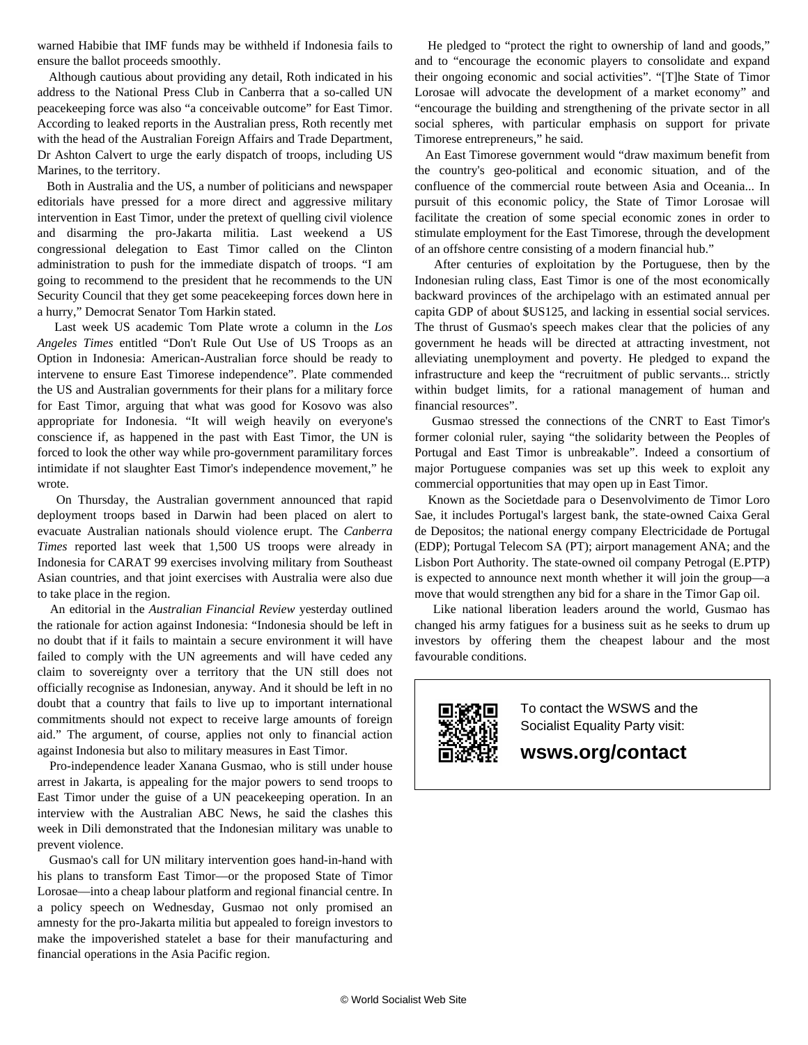warned Habibie that IMF funds may be withheld if Indonesia fails to ensure the ballot proceeds smoothly.

Although cautious about providing any detail, Roth indicated in his address to the National Press Club in Canberra that a so-called UN peacekeeping force was also "a conceivable outcome" for East Timor. According to leaked reports in the Australian press, Roth recently met with the head of the Australian Foreign Affairs and Trade Department, Dr Ashton Calvert to urge the early dispatch of troops, including US Marines, to the territory.

Both in Australia and the US, a number of politicians and newspaper editorials have pressed for a more direct and aggressive military intervention in East Timor, under the pretext of quelling civil violence and disarming the pro-Jakarta militia. Last weekend a US congressional delegation to East Timor called on the Clinton administration to push for the immediate dispatch of troops. "I am going to recommend to the president that he recommends to the UN Security Council that they get some peacekeeping forces down here in a hurry," Democrat Senator Tom Harkin stated.

Last week US academic Tom Plate wrote a column in the *Los Angeles Times* entitled "Don't Rule Out Use of US Troops as an Option in Indonesia: American-Australian force should be ready to intervene to ensure East Timorese independence". Plate commended the US and Australian governments for their plans for a military force for East Timor, arguing that what was good for Kosovo was also appropriate for Indonesia. "It will weigh heavily on everyone's conscience if, as happened in the past with East Timor, the UN is forced to look the other way while pro-government paramilitary forces intimidate if not slaughter East Timor's independence movement," he wrote.

On Thursday, the Australian government announced that rapid deployment troops based in Darwin had been placed on alert to evacuate Australian nationals should violence erupt. The *Canberra Times* reported last week that 1,500 US troops were already in Indonesia for CARAT 99 exercises involving military from Southeast Asian countries, and that joint exercises with Australia were also due to take place in the region.

An editorial in the *Australian Financial Review* yesterday outlined the rationale for action against Indonesia: "Indonesia should be left in no doubt that if it fails to maintain a secure environment it will have failed to comply with the UN agreements and will have ceded any claim to sovereignty over a territory that the UN still does not officially recognise as Indonesian, anyway. And it should be left in no doubt that a country that fails to live up to important international commitments should not expect to receive large amounts of foreign aid." The argument, of course, applies not only to financial action against Indonesia but also to military measures in East Timor.

Pro-independence leader Xanana Gusmao, who is still under house arrest in Jakarta, is appealing for the major powers to send troops to East Timor under the guise of a UN peacekeeping operation. In an interview with the Australian ABC News, he said the clashes this week in Dili demonstrated that the Indonesian military was unable to prevent violence.

Gusmao's call for UN military intervention goes hand-in-hand with his plans to transform East Timor—or the proposed State of Timor Lorosae—into a cheap labour platform and regional financial centre. In a policy speech on Wednesday, Gusmao not only promised an amnesty for the pro-Jakarta militia but appealed to foreign investors to make the impoverished statelet a base for their manufacturing and financial operations in the Asia Pacific region.

He pledged to "protect the right to ownership of land and goods," and to "encourage the economic players to consolidate and expand their ongoing economic and social activities". "[T]he State of Timor Lorosae will advocate the development of a market economy" and "encourage the building and strengthening of the private sector in all social spheres, with particular emphasis on support for private Timorese entrepreneurs," he said.

An East Timorese government would "draw maximum benefit from the country's geo-political and economic situation, and of the confluence of the commercial route between Asia and Oceania... In pursuit of this economic policy, the State of Timor Lorosae will facilitate the creation of some special economic zones in order to stimulate employment for the East Timorese, through the development of an offshore centre consisting of a modern financial hub."

After centuries of exploitation by the Portuguese, then by the Indonesian ruling class, East Timor is one of the most economically backward provinces of the archipelago with an estimated annual per capita GDP of about $US125, and lacking in essential social services. The thrust of Gusmao's speech makes clear that the policies of any government he heads will be directed at attracting investment, not alleviating unemployment and poverty. He pledged to expand the infrastructure and keep the "recruitment of public servants... strictly within budget limits, for a rational management of human and financial resources".

Gusmao stressed the connections of the CNRT to East Timor's former colonial ruler, saying "the solidarity between the Peoples of Portugal and East Timor is unbreakable". Indeed a consortium of major Portuguese companies was set up this week to exploit any commercial opportunities that may open up in East Timor.

Known as the Societdade para o Desenvolvimento de Timor Loro Sae, it includes Portugal's largest bank, the state-owned Caixa Geral de Depositos; the national energy company Electricidade de Portugal (EDP); Portugal Telecom SA (PT); airport management ANA; and the Lisbon Port Authority. The state-owned oil company Petrogal (E.PTP) is expected to announce next month whether it will join the group—a move that would strengthen any bid for a share in the Timor Gap oil.

Like national liberation leaders around the world, Gusmao has changed his army fatigues for a business suit as he seeks to drum up investors by offering them the cheapest labour and the most favourable conditions.

To contact the WSWS and the Socialist Equality Party visit:

**wsws.org/contact**